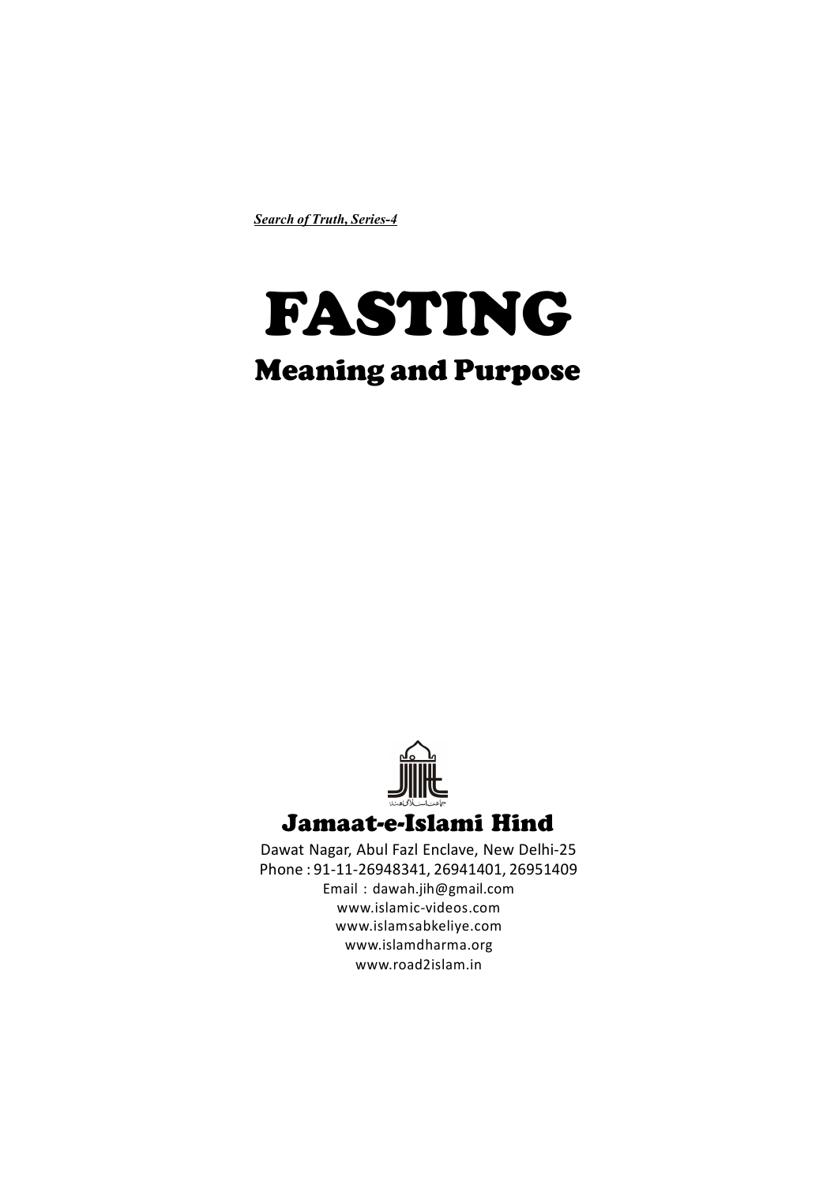***Search of Truth, Series-4***

# FASTING

## Meaning and Purpose

### Jamaat-e-Islami Hind

Dawat Nagar, Abul Fazl Enclave, New Delhi-25
Phone : 91-11-26948341, 26941401, 26951409
Email : dawah.jih@gmail.com
www.islamic-videos.com
www.islamsabkeliye.com
www.islamdharma.org
www.road2islam.in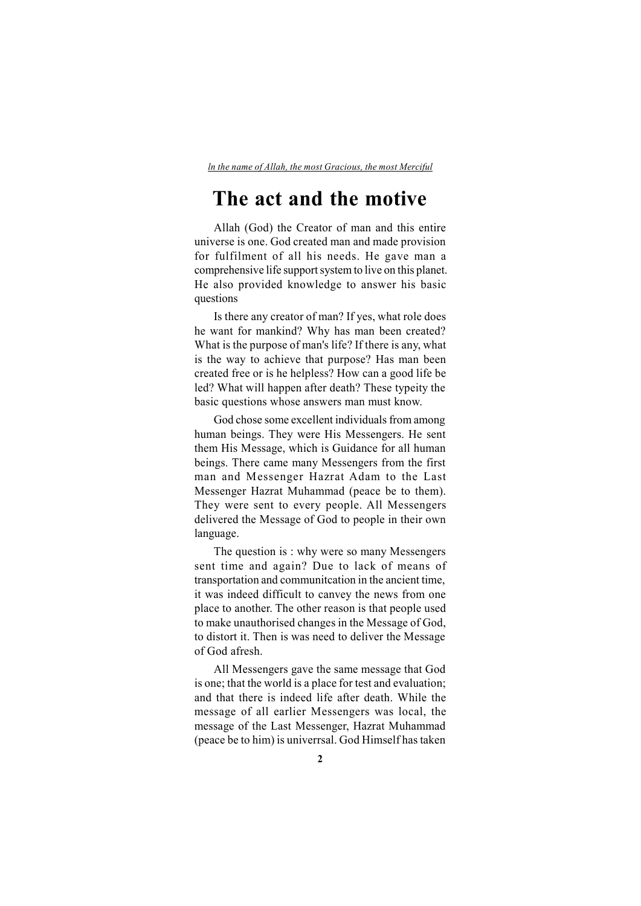*ln the name of Allah, the most Gracious, the most Merciful*

# The act and the motive

Allah (God) the Creator of man and this entire universe is one. God created man and made provision for fulfilment of all his needs. He gave man a comprehensive life support system to live on this planet. He also provided knowledge to answer his basic questions

Is there any creator of man? If yes, what role does he want for mankind? Why has man been created? What is the purpose of man's life? If there is any, what is the way to achieve that purpose? Has man been created free or is he helpless? How can a good life be led? What will happen after death? These typeity the basic questions whose answers man must know.

God chose some excellent individuals from among human beings. They were His Messengers. He sent them His Message, which is Guidance for all human beings. There came many Messengers from the first man and Messenger Hazrat Adam to the Last Messenger Hazrat Muhammad (peace be to them). They were sent to every people. All Messengers delivered the Message of God to people in their own language.

The question is : why were so many Messengers sent time and again? Due to lack of means of transportation and communitcation in the ancient time, it was indeed difficult to canvey the news from one place to another. The other reason is that people used to make unauthorised changes in the Message of God, to distort it. Then is was need to deliver the Message of God afresh.

All Messengers gave the same message that God is one; that the world is a place for test and evaluation; and that there is indeed life after death. While the message of all earlier Messengers was local, the message of the Last Messenger, Hazrat Muhammad (peace be to him) is univerrsal. God Himself has taken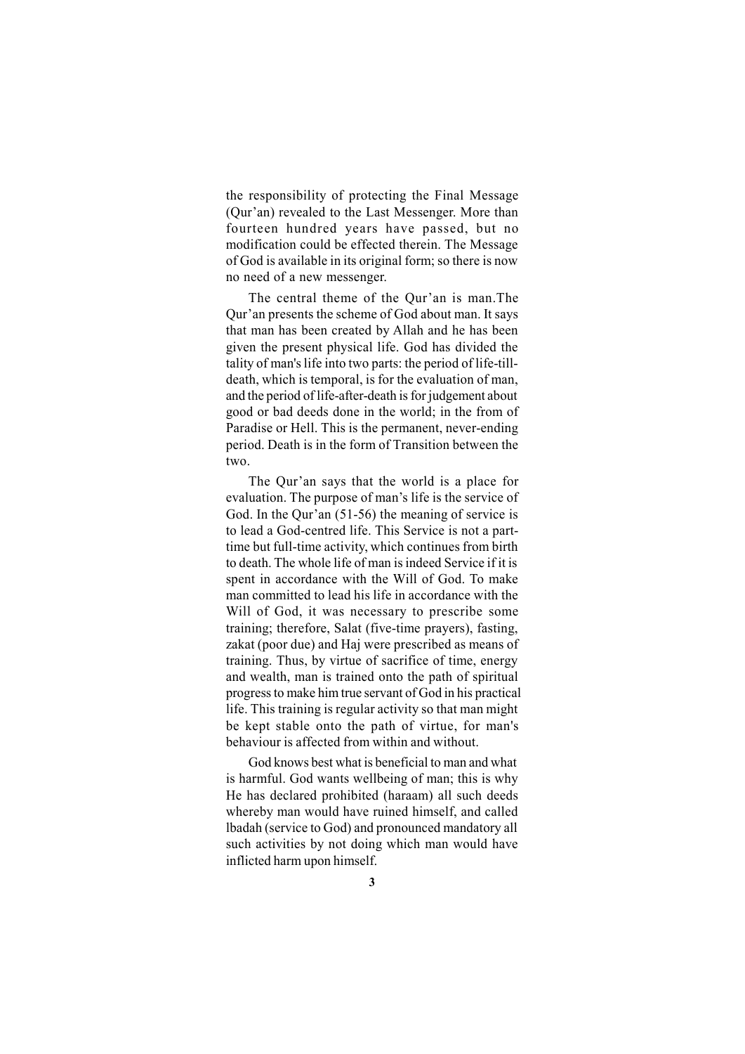the responsibility of protecting the Final Message (Qur'an) revealed to the Last Messenger. More than fourteen hundred years have passed, but no modification could be effected therein. The Message of God is available in its original form; so there is now no need of a new messenger.

The central theme of the Qur'an is man.The Qur'an presents the scheme of God about man. It says that man has been created by Allah and he has been given the present physical life. God has divided the tality of man's life into two parts: the period of life-till-death, which is temporal, is for the evaluation of man, and the period of life-after-death is for judgement about good or bad deeds done in the world; in the from of Paradise or Hell. This is the permanent, never-ending period. Death is in the form of Transition between the two.

The Qur'an says that the world is a place for evaluation. The purpose of man's life is the service of God. In the Qur'an (51-56) the meaning of service is to lead a God-centred life. This Service is not a part-time but full-time activity, which continues from birth to death. The whole life of man is indeed Service if it is spent in accordance with the Will of God. To make man committed to lead his life in accordance with the Will of God, it was necessary to prescribe some training; therefore, Salat (five-time prayers), fasting, zakat (poor due) and Haj were prescribed as means of training. Thus, by virtue of sacrifice of time, energy and wealth, man is trained onto the path of spiritual progress to make him true servant of God in his practical life. This training is regular activity so that man might be kept stable onto the path of virtue, for man's behaviour is affected from within and without.

God knows best what is beneficial to man and what is harmful. God wants wellbeing of man; this is why He has declared prohibited (haraam) all such deeds whereby man would have ruined himself, and called lbadah (service to God) and pronounced mandatory all such activities by not doing which man would have inflicted harm upon himself.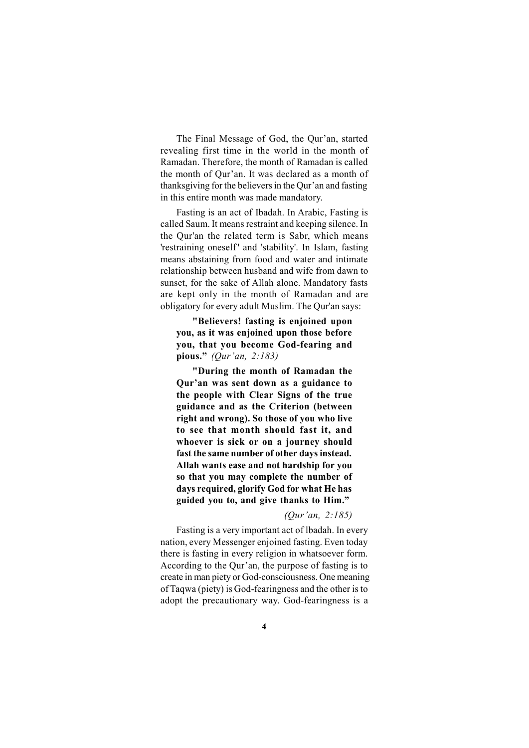The Final Message of God, the Qur'an, started revealing first time in the world in the month of Ramadan. Therefore, the month of Ramadan is called the month of Qur'an. It was declared as a month of thanksgiving for the believers in the Qur'an and fasting in this entire month was made mandatory.

Fasting is an act of Ibadah. In Arabic, Fasting is called Saum. It means restraint and keeping silence. In the Qur'an the related term is Sabr, which means 'restraining oneself' and 'stability'. In Islam, fasting means abstaining from food and water and intimate relationship between husband and wife from dawn to sunset, for the sake of Allah alone. Mandatory fasts are kept only in the month of Ramadan and are obligatory for every adult Muslim. The Qur'an says:

> **"Believers! fasting is enjoined upon you, as it was enjoined upon those before you, that you become God-fearing and pious."** *(Qur'an, 2:183)*

> **"During the month of Ramadan the Qur'an was sent down as a guidance to the people with Clear Signs of the true guidance and as the Criterion (between right and wrong). So those of you who live to see that month should fast it, and whoever is sick or on a journey should fast the same number of other days instead. Allah wants ease and not hardship for you so that you may complete the number of days required, glorify God for what He has guided you to, and give thanks to Him."**
>
> *(Qur'an, 2:185)*

Fasting is a very important act of lbadah. In every nation, every Messenger enjoined fasting. Even today there is fasting in every religion in whatsoever form. According to the Qur'an, the purpose of fasting is to create in man piety or God-consciousness. One meaning of Taqwa (piety) is God-fearingness and the other is to adopt the precautionary way. God-fearingness is a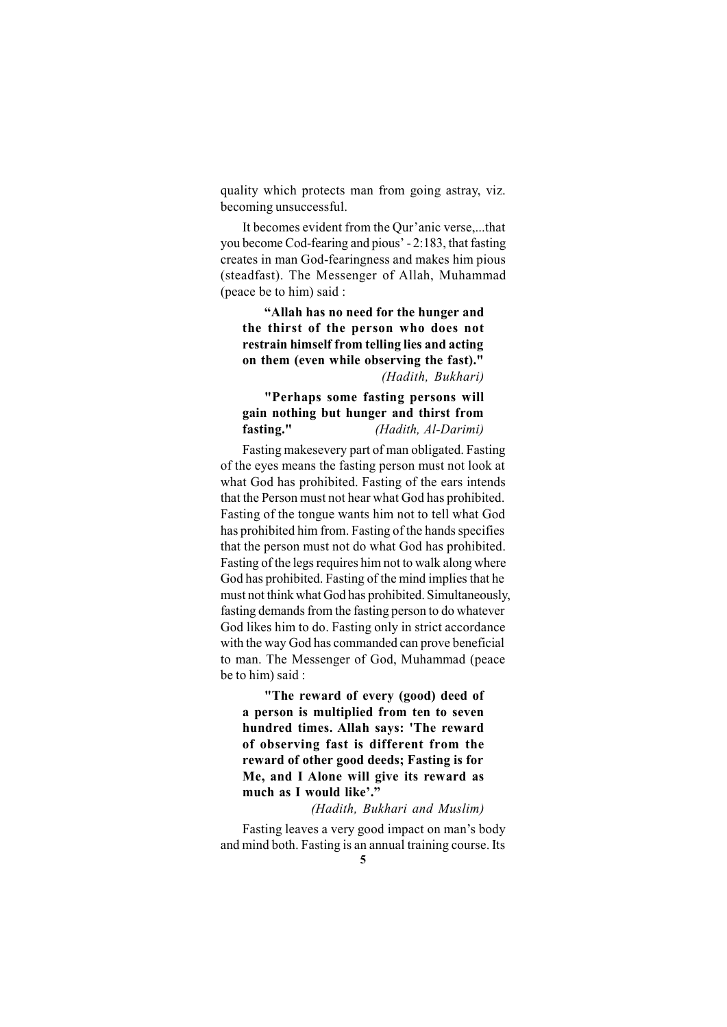quality which protects man from going astray, viz. becoming unsuccessful.

It becomes evident from the Qur'anic verse,...that you become Cod-fearing and pious' - 2:183, that fasting creates in man God-fearingness and makes him pious (steadfast). The Messenger of Allah, Muhammad (peace be to him) said :

> **"Allah has no need for the hunger and the thirst of the person who does not restrain himself from telling lies and acting on them (even while observing the fast)."**
> *(Hadith, Bukhari)*

> **"Perhaps some fasting persons will gain nothing but hunger and thirst from fasting."** *(Hadith, Al-Darimi)*

Fasting makesevery part of man obligated. Fasting of the eyes means the fasting person must not look at what God has prohibited. Fasting of the ears intends that the Person must not hear what God has prohibited. Fasting of the tongue wants him not to tell what God has prohibited him from. Fasting of the hands specifies that the person must not do what God has prohibited. Fasting of the legs requires him not to walk along where God has prohibited. Fasting of the mind implies that he must not think what God has prohibited. Simultaneously, fasting demands from the fasting person to do whatever God likes him to do. Fasting only in strict accordance with the way God has commanded can prove beneficial to man. The Messenger of God, Muhammad (peace be to him) said :

> **"The reward of every (good) deed of a person is multiplied from ten to seven hundred times. Allah says: 'The reward of observing fast is different from the reward of other good deeds; Fasting is for Me, and I Alone will give its reward as much as I would like'."**
> *(Hadith, Bukhari and Muslim)*

Fasting leaves a very good impact on man's body and mind both. Fasting is an annual training course. Its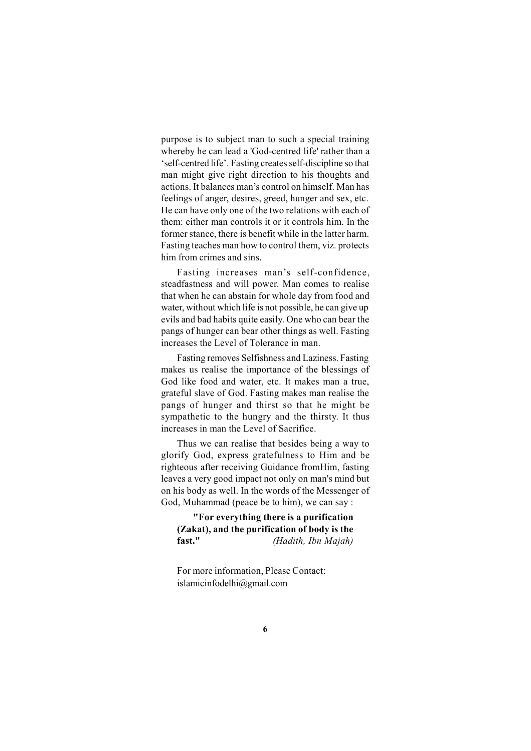purpose is to subject man to such a special training whereby he can lead a 'God-centred life' rather than a ‘self-centred life’. Fasting creates self-discipline so that man might give right direction to his thoughts and actions. It balances man’s control on himself. Man has feelings of anger, desires, greed, hunger and sex, etc. He can have only one of the two relations with each of them: either man controls it or it controls him. In the former stance, there is benefit while in the latter harm. Fasting teaches man how to control them, viz. protects him from crimes and sins.

Fasting increases man’s self-confidence, steadfastness and will power. Man comes to realise that when he can abstain for whole day from food and water, without which life is not possible, he can give up evils and bad habits quite easily. One who can bear the pangs of hunger can bear other things as well. Fasting increases the Level of Tolerance in man.

Fasting removes Selfishness and Laziness. Fasting makes us realise the importance of the blessings of God like food and water, etc. It makes man a true, grateful slave of God. Fasting makes man realise the pangs of hunger and thirst so that he might be sympathetic to the hungry and the thirsty. It thus increases in man the Level of Sacrifice.

Thus we can realise that besides being a way to glorify God, express gratefulness to Him and be righteous after receiving Guidance fromHim, fasting leaves a very good impact not only on man's mind but on his body as well. In the words of the Messenger of God, Muhammad (peace be to him), we can say :

> **"For everything there is a purification (Zakat), and the purification of body is the fast."** *(Hadith, Ibn Majah)*

For more information, Please Contact:
islamicinfodelhi@gmail.com